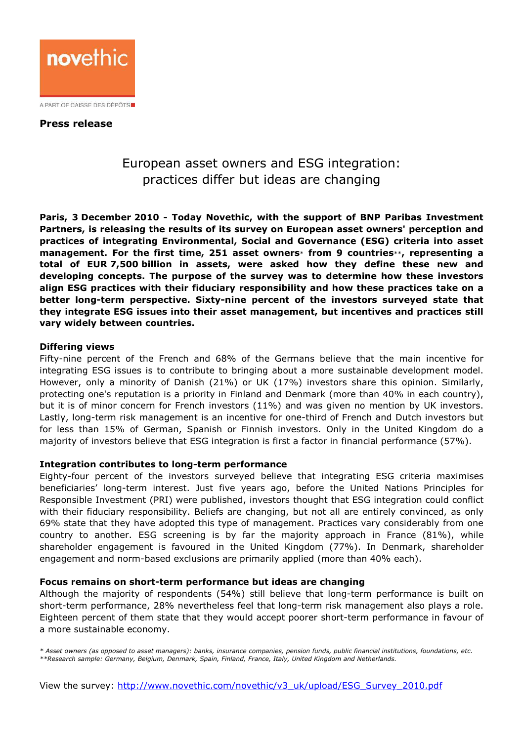novethic

A PART OF CAISSE DES DÉPÔTS

**Press release**

# European asset owners and ESG integration: practices differ but ideas are changing

**Paris, 3 December 2010 - Today Novethic, with the support of BNP Paribas Investment Partners, is releasing the results of its survey on European asset owners' perception and practices of integrating Environmental, Social and Governance (ESG) criteria into asset management. For the first time, 251 asset owners* from 9 countries**, representing a total of EUR 7,500 billion in assets, were asked how they define these new and developing concepts. The purpose of the survey was to determine how these investors align ESG practices with their fiduciary responsibility and how these practices take on a better long-term perspective. Sixty-nine percent of the investors surveyed state that they integrate ESG issues into their asset management, but incentives and practices still vary widely between countries.**

### Differing views

Fifty-nine percent of the French and 68% of the Germans believe that the main incentive for integrating ESG issues is to contribute to bringing about a more sustainable development model. However, only a minority of Danish (21%) or UK (17%) investors share this opinion. Similarly, protecting one's reputation is a priority in Finland and Denmark (more than 40% in each country), but it is of minor concern for French investors (11%) and was given no mention by UK investors. Lastly, long-term risk management is an incentive for one-third of French and Dutch investors but for less than 15% of German, Spanish or Finnish investors. Only in the United Kingdom do a majority of investors believe that ESG integration is first a factor in financial performance (57%).

### Integration contributes to long-term performance

Eighty-four percent of the investors surveyed believe that integrating ESG criteria maximises beneficiaries' long-term interest. Just five years ago, before the United Nations Principles for Responsible Investment (PRI) were published, investors thought that ESG integration could conflict with their fiduciary responsibility. Beliefs are changing, but not all are entirely convinced, as only 69% state that they have adopted this type of management. Practices vary considerably from one country to another. ESG screening is by far the majority approach in France (81%), while shareholder engagement is favoured in the United Kingdom (77%). In Denmark, shareholder engagement and norm-based exclusions are primarily applied (more than 40% each).

### Focus remains on short-term performance but ideas are changing

Although the majority of respondents (54%) still believe that long-term performance is built on short-term performance, 28% nevertheless feel that long-term risk management also plays a role. Eighteen percent of them state that they would accept poorer short-term performance in favour of a more sustainable economy.

*\* Asset owners (as opposed to asset managers): banks, insurance companies, pension funds, public financial institutions, foundations, etc.*
*\*\*Research sample: Germany, Belgium, Denmark, Spain, Finland, France, Italy, United Kingdom and Netherlands.*

View the survey: [http://www.novethic.com/novethic/v3_uk/upload/ESG_Survey_2010.pdf](http://www.novethic.com/novethic/v3_uk/upload/ESG_Survey_2010.pdf)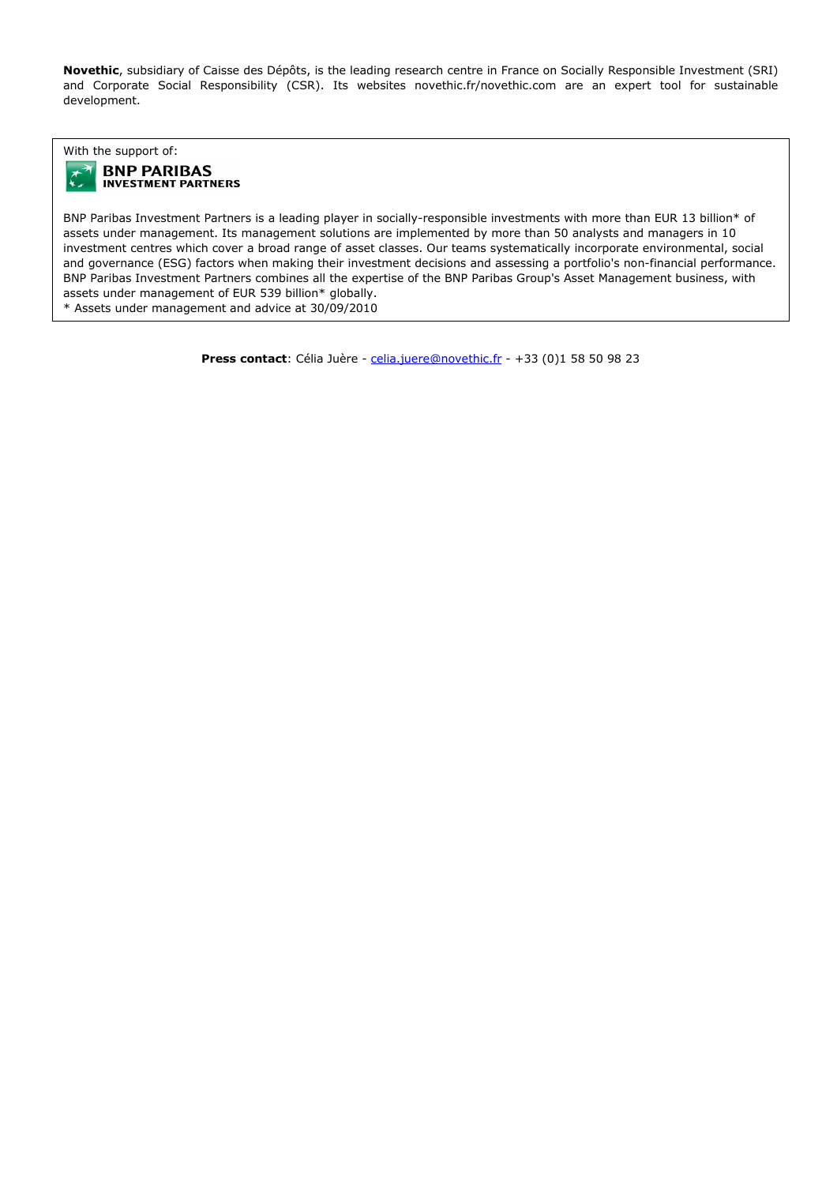**Novethic**, subsidiary of Caisse des Dépôts, is the leading research centre in France on Socially Responsible Investment (SRI) and Corporate Social Responsibility (CSR). Its websites novethic.fr/novethic.com are an expert tool for sustainable development.

With the support of:

**BNP PARIBAS**
**INVESTMENT PARTNERS**

BNP Paribas Investment Partners is a leading player in socially-responsible investments with more than EUR 13 billion* of assets under management. Its management solutions are implemented by more than 50 analysts and managers in 10 investment centres which cover a broad range of asset classes. Our teams systematically incorporate environmental, social and governance (ESG) factors when making their investment decisions and assessing a portfolio's non-financial performance. BNP Paribas Investment Partners combines all the expertise of the BNP Paribas Group's Asset Management business, with assets under management of EUR 539 billion* globally.
* Assets under management and advice at 30/09/2010

**Press contact**: Célia Juère - celia.juere@novethic.fr - +33 (0)1 58 50 98 23